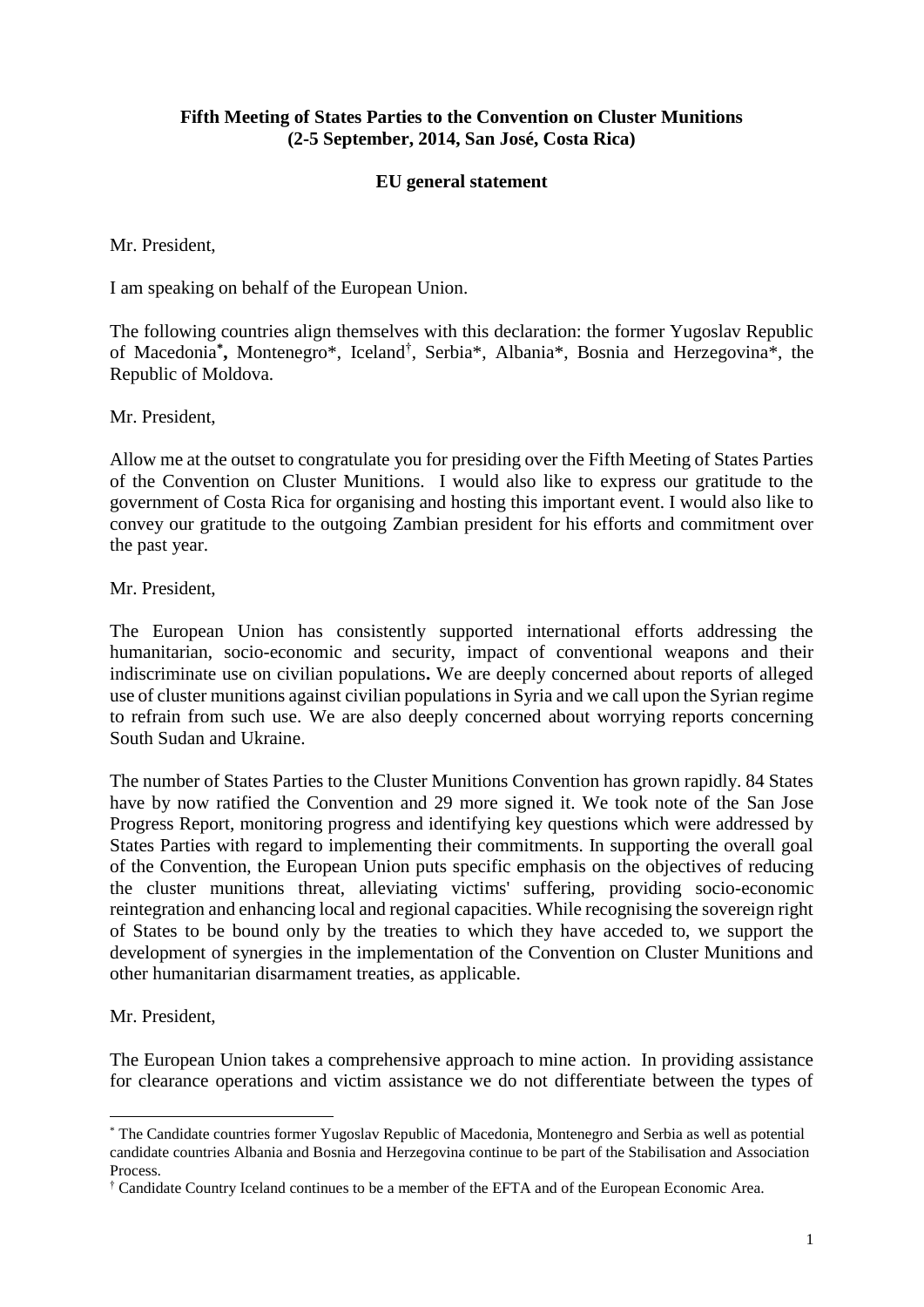**Fifth Meeting of States Parties to the Convention on Cluster Munitions (2-5 September, 2014, San José, Costa Rica)**

**EU general statement**

Mr. President,

I am speaking on behalf of the European Union.

The following countries align themselves with this declaration: the former Yugoslav Republic of Macedonia[*]**,** Montenegro*, Iceland[†], Serbia*, Albania*, Bosnia and Herzegovina*, the Republic of Moldova.

Mr. President,

Allow me at the outset to congratulate you for presiding over the Fifth Meeting of States Parties of the Convention on Cluster Munitions. I would also like to express our gratitude to the government of Costa Rica for organising and hosting this important event. I would also like to convey our gratitude to the outgoing Zambian president for his efforts and commitment over the past year.

Mr. President,

The European Union has consistently supported international efforts addressing the humanitarian, socio-economic and security, impact of conventional weapons and their indiscriminate use on civilian populations**.** We are deeply concerned about reports of alleged use of cluster munitions against civilian populations in Syria and we call upon the Syrian regime to refrain from such use. We are also deeply concerned about worrying reports concerning South Sudan and Ukraine.

The number of States Parties to the Cluster Munitions Convention has grown rapidly. 84 States have by now ratified the Convention and 29 more signed it. We took note of the San Jose Progress Report, monitoring progress and identifying key questions which were addressed by States Parties with regard to implementing their commitments. In supporting the overall goal of the Convention, the European Union puts specific emphasis on the objectives of reducing the cluster munitions threat, alleviating victims' suffering, providing socio-economic reintegration and enhancing local and regional capacities. While recognising the sovereign right of States to be bound only by the treaties to which they have acceded to, we support the development of synergies in the implementation of the Convention on Cluster Munitions and other humanitarian disarmament treaties, as applicable.

Mr. President,

The European Union takes a comprehensive approach to mine action. In providing assistance for clearance operations and victim assistance we do not differentiate between the types of

---

[*] The Candidate countries former Yugoslav Republic of Macedonia, Montenegro and Serbia as well as potential candidate countries Albania and Bosnia and Herzegovina continue to be part of the Stabilisation and Association Process.

[†] Candidate Country Iceland continues to be a member of the EFTA and of the European Economic Area.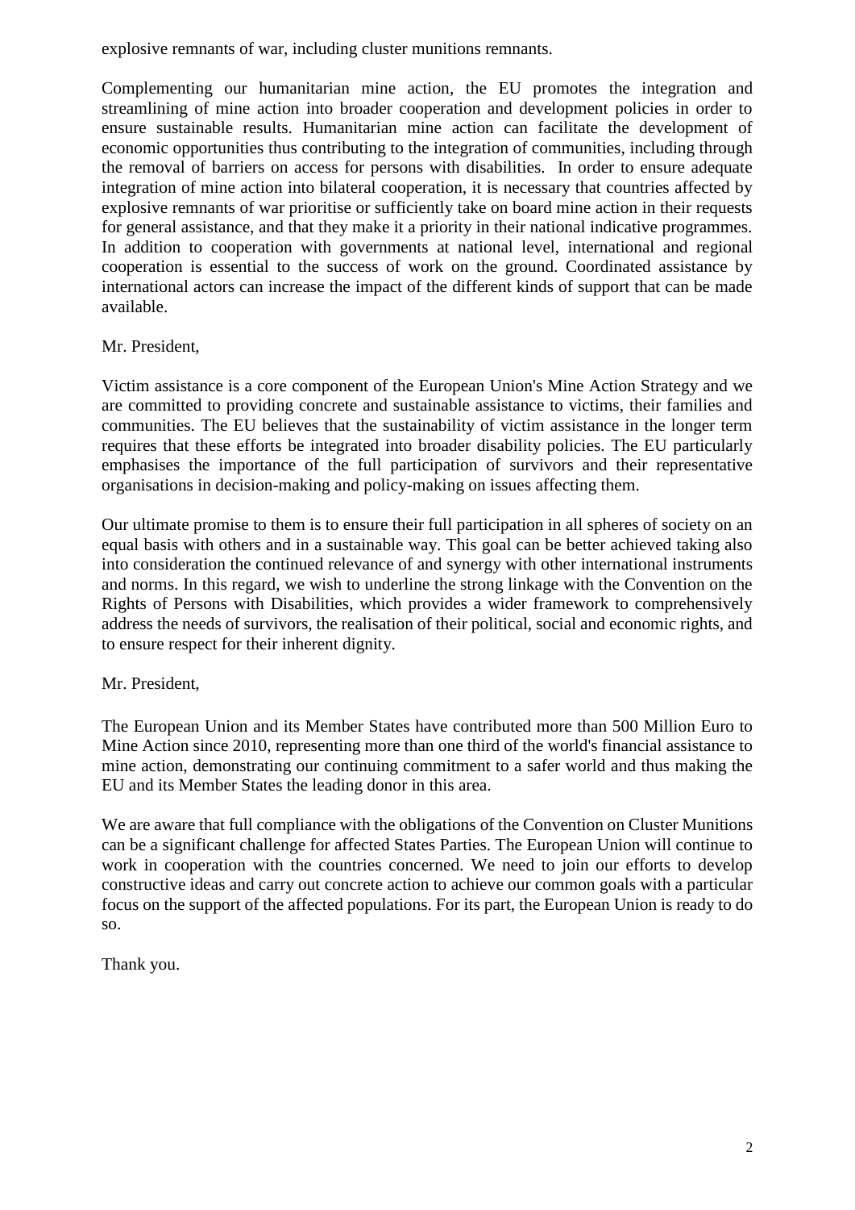explosive remnants of war, including cluster munitions remnants.

Complementing our humanitarian mine action, the EU promotes the integration and streamlining of mine action into broader cooperation and development policies in order to ensure sustainable results. Humanitarian mine action can facilitate the development of economic opportunities thus contributing to the integration of communities, including through the removal of barriers on access for persons with disabilities. In order to ensure adequate integration of mine action into bilateral cooperation, it is necessary that countries affected by explosive remnants of war prioritise or sufficiently take on board mine action in their requests for general assistance, and that they make it a priority in their national indicative programmes. In addition to cooperation with governments at national level, international and regional cooperation is essential to the success of work on the ground. Coordinated assistance by international actors can increase the impact of the different kinds of support that can be made available.

Mr. President,

Victim assistance is a core component of the European Union's Mine Action Strategy and we are committed to providing concrete and sustainable assistance to victims, their families and communities. The EU believes that the sustainability of victim assistance in the longer term requires that these efforts be integrated into broader disability policies. The EU particularly emphasises the importance of the full participation of survivors and their representative organisations in decision-making and policy-making on issues affecting them.

Our ultimate promise to them is to ensure their full participation in all spheres of society on an equal basis with others and in a sustainable way. This goal can be better achieved taking also into consideration the continued relevance of and synergy with other international instruments and norms. In this regard, we wish to underline the strong linkage with the Convention on the Rights of Persons with Disabilities, which provides a wider framework to comprehensively address the needs of survivors, the realisation of their political, social and economic rights, and to ensure respect for their inherent dignity.

Mr. President,

The European Union and its Member States have contributed more than 500 Million Euro to Mine Action since 2010, representing more than one third of the world's financial assistance to mine action, demonstrating our continuing commitment to a safer world and thus making the EU and its Member States the leading donor in this area.

We are aware that full compliance with the obligations of the Convention on Cluster Munitions can be a significant challenge for affected States Parties. The European Union will continue to work in cooperation with the countries concerned. We need to join our efforts to develop constructive ideas and carry out concrete action to achieve our common goals with a particular focus on the support of the affected populations. For its part, the European Union is ready to do so.

Thank you.